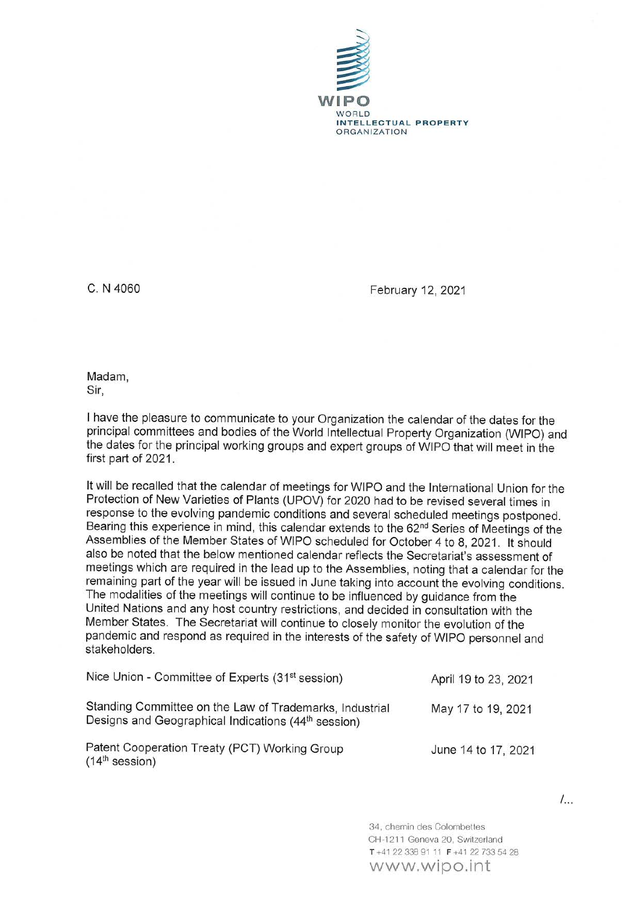WIPO
WORLD
INTELLECTUAL PROPERTY
ORGANIZATION

C. N 4060

February 12, 2021

Madam,
Sir,

I have the pleasure to communicate to your Organization the calendar of the dates for the principal committees and bodies of the World Intellectual Property Organization (WIPO) and the dates for the principal working groups and expert groups of WIPO that will meet in the first part of 2021.

It will be recalled that the calendar of meetings for WIPO and the International Union for the Protection of New Varieties of Plants (UPOV) for 2020 had to be revised several times in response to the evolving pandemic conditions and several scheduled meetings postponed. Bearing this experience in mind, this calendar extends to the 62nd Series of Meetings of the Assemblies of the Member States of WIPO scheduled for October 4 to 8, 2021. It should also be noted that the below mentioned calendar reflects the Secretariat's assessment of meetings which are required in the lead up to the Assemblies, noting that a calendar for the remaining part of the year will be issued in June taking into account the evolving conditions. The modalities of the meetings will continue to be influenced by guidance from the United Nations and any host country restrictions, and decided in consultation with the Member States. The Secretariat will continue to closely monitor the evolution of the pandemic and respond as required in the interests of the safety of WIPO personnel and stakeholders.

| | |
|---|---|
| Nice Union - Committee of Experts (31st session) | April 19 to 23, 2021 |
| Standing Committee on the Law of Trademarks, Industrial Designs and Geographical Indications (44th session) | May 17 to 19, 2021 |
| Patent Cooperation Treaty (PCT) Working Group (14th session) | June 14 to 17, 2021 |

/...

34, chemin des Colombettes
CH-1211 Geneva 20, Switzerland
T +41 22 338 91 11 F +41 22 733 54 28
www.wipo.int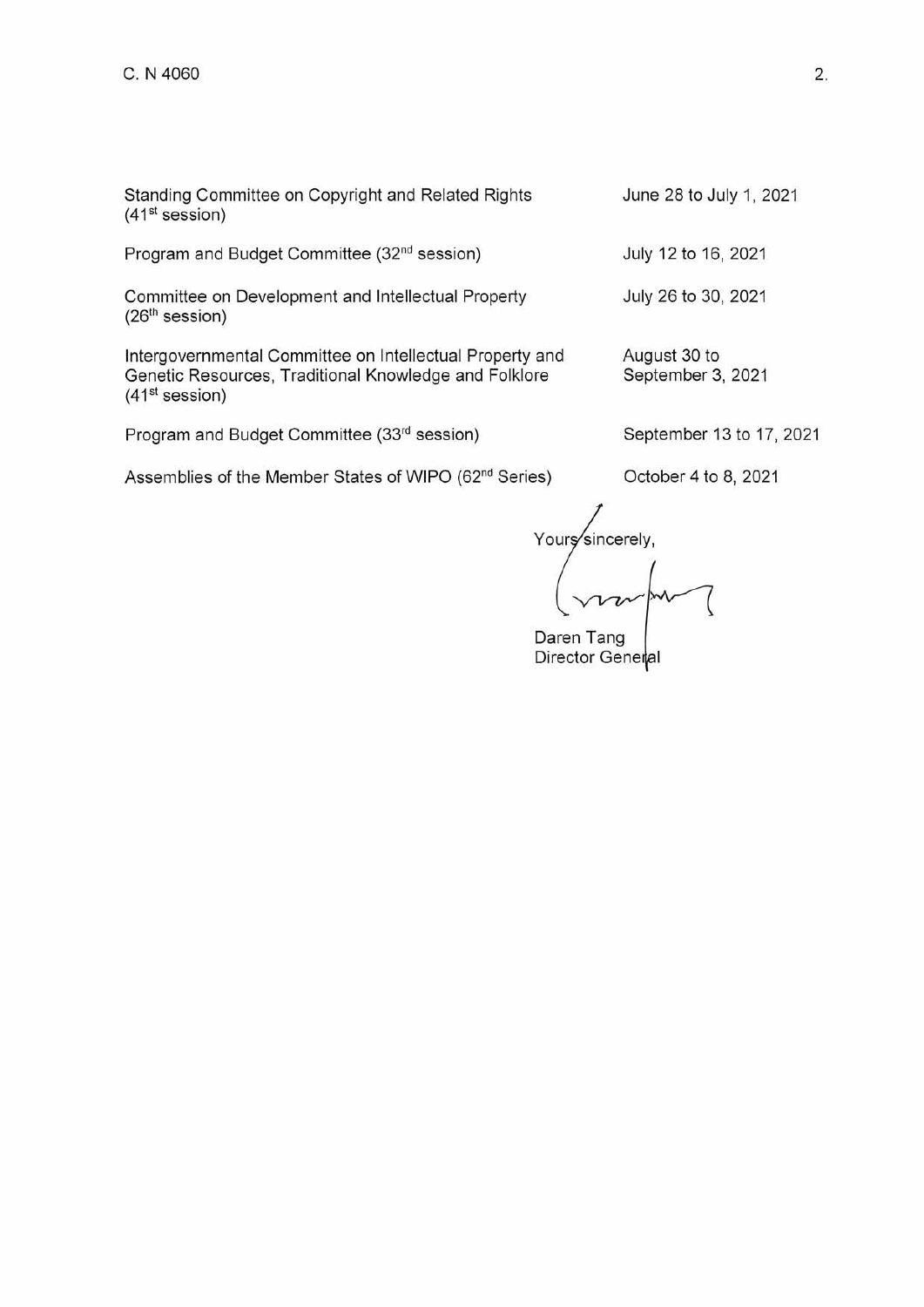| | |
|---|---|
| Standing Committee on Copyright and Related Rights (41st session) | June 28 to July 1, 2021 |
| Program and Budget Committee (32nd session) | July 12 to 16, 2021 |
| Committee on Development and Intellectual Property (26th session) | July 26 to 30, 2021 |
| Intergovernmental Committee on Intellectual Property and Genetic Resources, Traditional Knowledge and Folklore (41st session) | August 30 to September 3, 2021 |
| Program and Budget Committee (33rd session) | September 13 to 17, 2021 |
| Assemblies of the Member States of WIPO (62nd Series) | October 4 to 8, 2021 |

Yours sincerely,

Daren Tang
Director General